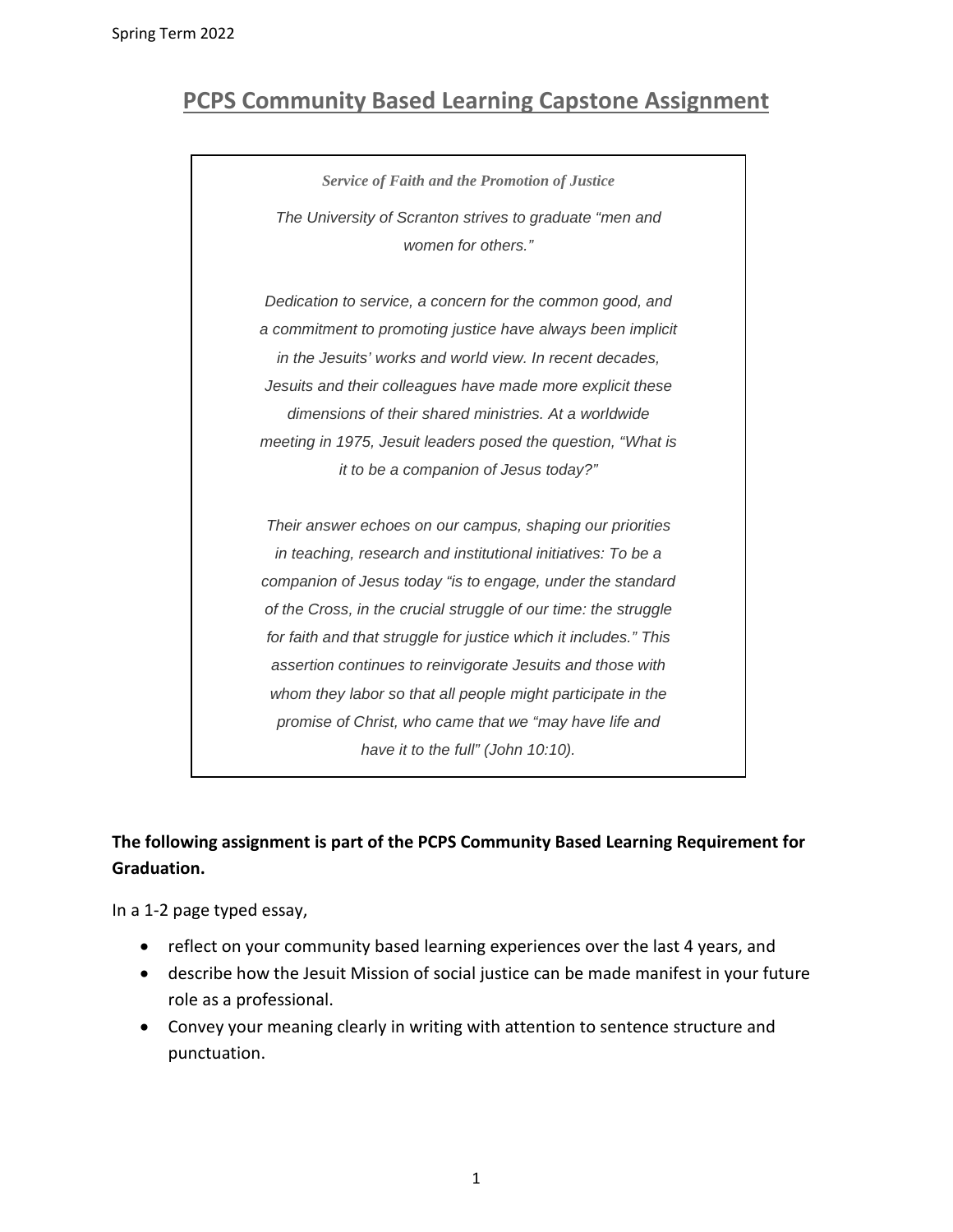Spring Term 2022

# PCPS Community Based Learning Capstone Assignment

> ***Service of Faith and the Promotion of Justice***
>
> *The University of Scranton strives to graduate "men and women for others."*
>
> *Dedication to service, a concern for the common good, and a commitment to promoting justice have always been implicit in the Jesuits' works and world view. In recent decades, Jesuits and their colleagues have made more explicit these dimensions of their shared ministries. At a worldwide meeting in 1975, Jesuit leaders posed the question, "What is it to be a companion of Jesus today?"*
>
> *Their answer echoes on our campus, shaping our priorities in teaching, research and institutional initiatives: To be a companion of Jesus today "is to engage, under the standard of the Cross, in the crucial struggle of our time: the struggle for faith and that struggle for justice which it includes." This assertion continues to reinvigorate Jesuits and those with whom they labor so that all people might participate in the promise of Christ, who came that we "may have life and have it to the full" (John 10:10).*

**The following assignment is part of the PCPS Community Based Learning Requirement for Graduation.**

In a 1-2 page typed essay,

- reflect on your community based learning experiences over the last 4 years, and
- describe how the Jesuit Mission of social justice can be made manifest in your future role as a professional.
- Convey your meaning clearly in writing with attention to sentence structure and punctuation.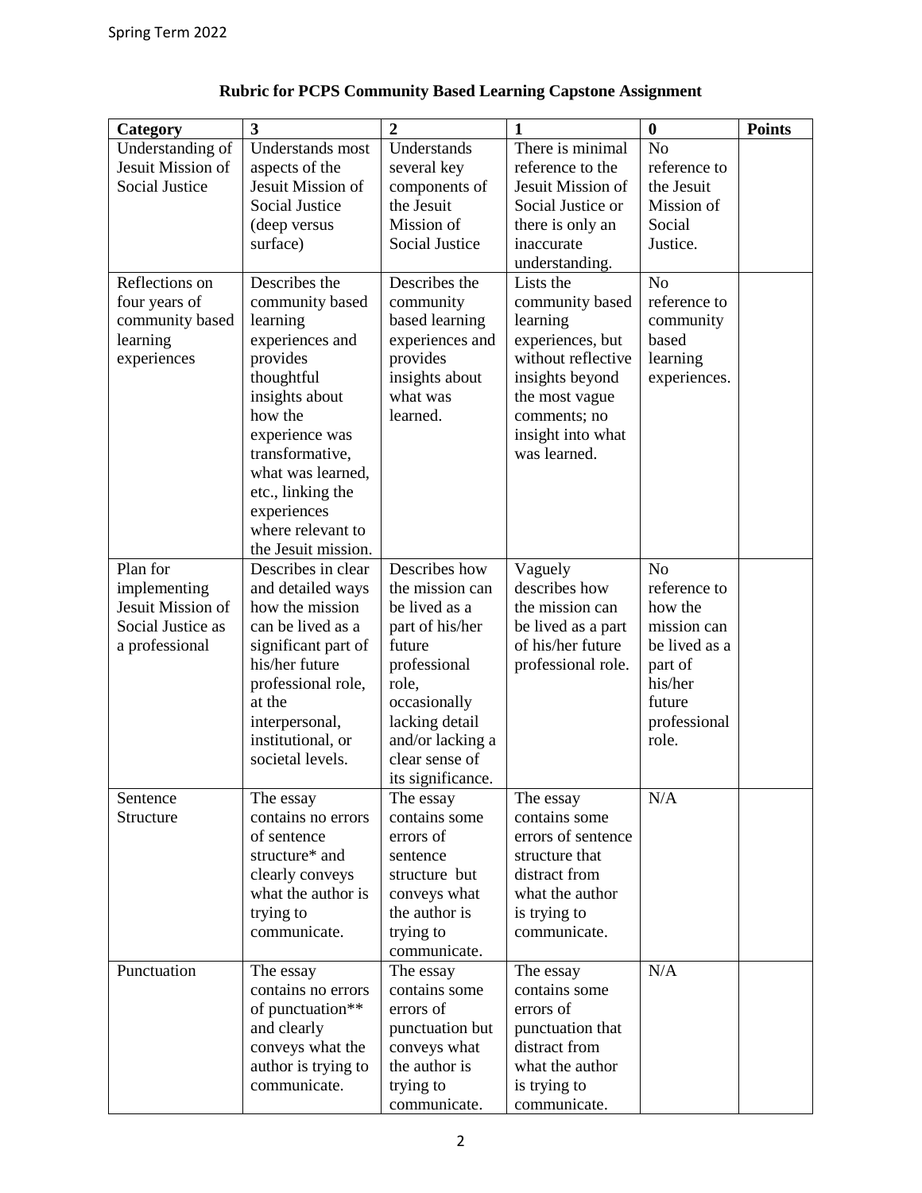**Rubric for PCPS Community Based Learning Capstone Assignment**

| Category | 3 | 2 | 1 | 0 | Points |
|---|---|---|---|---|---|
| Understanding of Jesuit Mission of Social Justice | Understands most aspects of the Jesuit Mission of Social Justice (deep versus surface) | Understands several key components of the Jesuit Mission of Social Justice | There is minimal reference to the Jesuit Mission of Social Justice or there is only an inaccurate understanding. | No reference to the Jesuit Mission of Social Justice. | |
| Reflections on four years of community based learning experiences | Describes the community based learning experiences and provides thoughtful insights about how the experience was transformative, what was learned, etc., linking the experiences where relevant to the Jesuit mission. | Describes the community based learning experiences and provides insights about what was learned. | Lists the community based learning experiences, but without reflective insights beyond the most vague comments; no insight into what was learned. | No reference to community based learning experiences. | |
| Plan for implementing Jesuit Mission of Social Justice as a professional | Describes in clear and detailed ways how the mission can be lived as a significant part of his/her future professional role, at the interpersonal, institutional, or societal levels. | Describes how the mission can be lived as a part of his/her future professional role, occasionally lacking detail and/or lacking a clear sense of its significance. | Vaguely describes how the mission can be lived as a part of his/her future professional role. | No reference to how the mission can be lived as a part of his/her future professional role. | |
| Sentence Structure | The essay contains no errors of sentence structure* and clearly conveys what the author is trying to communicate. | The essay contains some errors of sentence structure but conveys what the author is trying to communicate. | The essay contains some errors of sentence structure that distract from what the author is trying to communicate. | N/A | |
| Punctuation | The essay contains no errors of punctuation** and clearly conveys what the author is trying to communicate. | The essay contains some errors of punctuation but conveys what the author is trying to communicate. | The essay contains some errors of punctuation that distract from what the author is trying to communicate. | N/A | |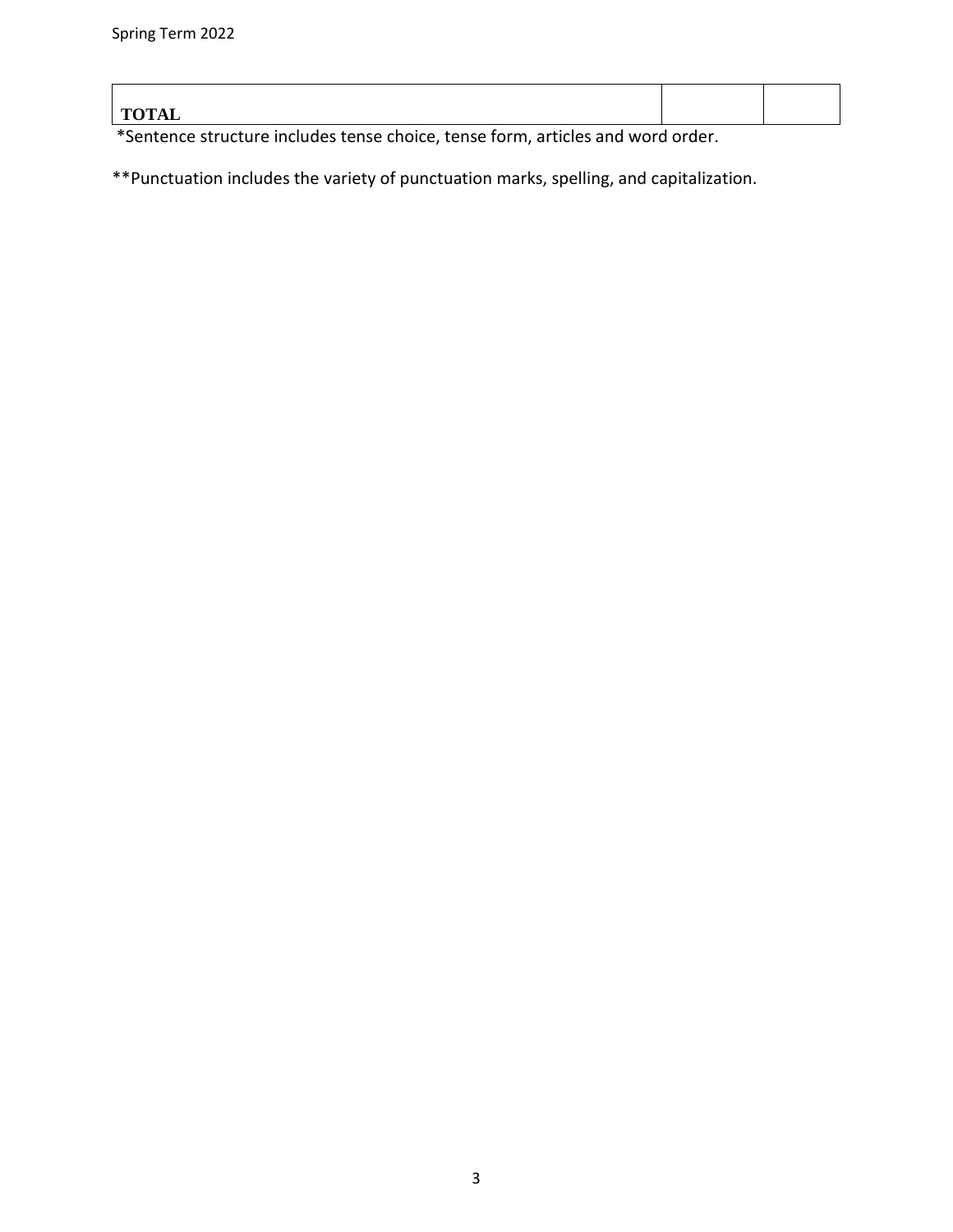| | | |
|---|---|---|
| **TOTAL** | | |

*Sentence structure includes tense choice, tense form, articles and word order.

**Punctuation includes the variety of punctuation marks, spelling, and capitalization.